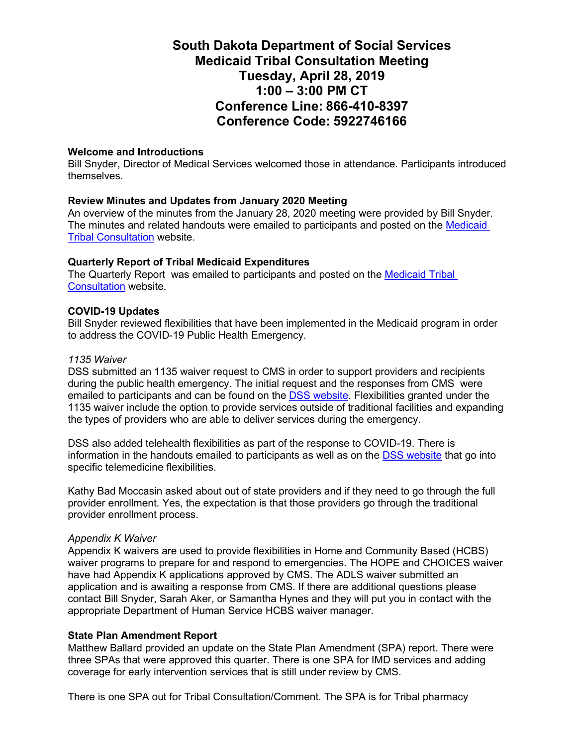# South Dakota Department of Social Services
# Medicaid Tribal Consultation Meeting
# Tuesday, April 28, 2019
# 1:00 – 3:00 PM CT
# Conference Line: 866-410-8397
# Conference Code: 5922746166

**Welcome and Introductions**
Bill Snyder, Director of Medical Services welcomed those in attendance. Participants introduced themselves.

**Review Minutes and Updates from January 2020 Meeting**
An overview of the minutes from the January 28, 2020 meeting were provided by Bill Snyder. The minutes and related handouts were emailed to participants and posted on the Medicaid Tribal Consultation website.

**Quarterly Report of Tribal Medicaid Expenditures**
The Quarterly Report was emailed to participants and posted on the Medicaid Tribal Consultation website.

**COVID-19 Updates**
Bill Snyder reviewed flexibilities that have been implemented in the Medicaid program in order to address the COVID-19 Public Health Emergency.

*1135 Waiver*
DSS submitted an 1135 waiver request to CMS in order to support providers and recipients during the public health emergency. The initial request and the responses from CMS were emailed to participants and can be found on the DSS website. Flexibilities granted under the 1135 waiver include the option to provide services outside of traditional facilities and expanding the types of providers who are able to deliver services during the emergency.

DSS also added telehealth flexibilities as part of the response to COVID-19. There is information in the handouts emailed to participants as well as on the DSS website that go into specific telemedicine flexibilities.

Kathy Bad Moccasin asked about out of state providers and if they need to go through the full provider enrollment. Yes, the expectation is that those providers go through the traditional provider enrollment process.

*Appendix K Waiver*
Appendix K waivers are used to provide flexibilities in Home and Community Based (HCBS) waiver programs to prepare for and respond to emergencies. The HOPE and CHOICES waiver have had Appendix K applications approved by CMS. The ADLS waiver submitted an application and is awaiting a response from CMS. If there are additional questions please contact Bill Snyder, Sarah Aker, or Samantha Hynes and they will put you in contact with the appropriate Department of Human Service HCBS waiver manager.

**State Plan Amendment Report**
Matthew Ballard provided an update on the State Plan Amendment (SPA) report. There were three SPAs that were approved this quarter. There is one SPA for IMD services and adding coverage for early intervention services that is still under review by CMS.

There is one SPA out for Tribal Consultation/Comment. The SPA is for Tribal pharmacy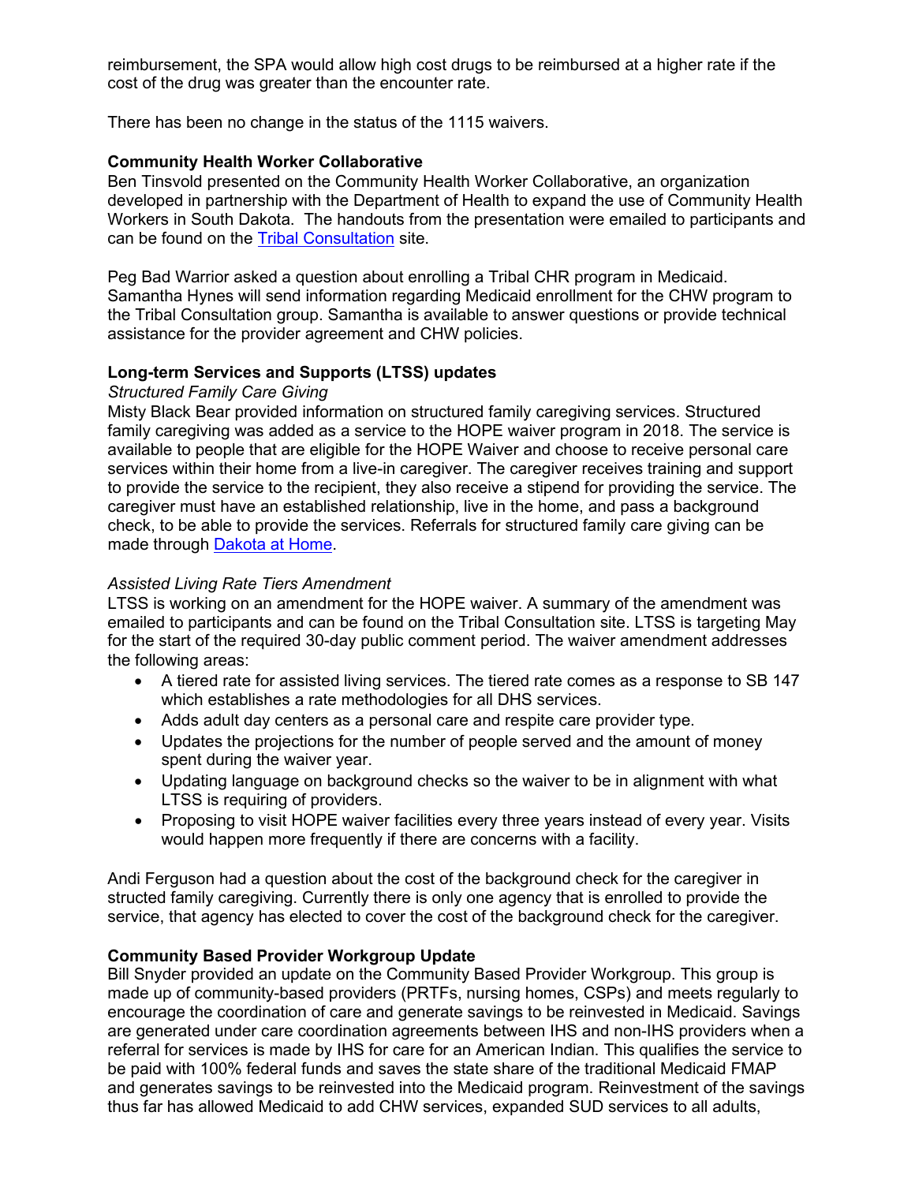reimbursement, the SPA would allow high cost drugs to be reimbursed at a higher rate if the cost of the drug was greater than the encounter rate.

There has been no change in the status of the 1115 waivers.

**Community Health Worker Collaborative**

Ben Tinsvold presented on the Community Health Worker Collaborative, an organization developed in partnership with the Department of Health to expand the use of Community Health Workers in South Dakota. The handouts from the presentation were emailed to participants and can be found on the [Tribal Consultation]() site.

Peg Bad Warrior asked a question about enrolling a Tribal CHR program in Medicaid. Samantha Hynes will send information regarding Medicaid enrollment for the CHW program to the Tribal Consultation group. Samantha is available to answer questions or provide technical assistance for the provider agreement and CHW policies.

**Long-term Services and Supports (LTSS) updates**

*Structured Family Care Giving*

Misty Black Bear provided information on structured family caregiving services. Structured family caregiving was added as a service to the HOPE waiver program in 2018. The service is available to people that are eligible for the HOPE Waiver and choose to receive personal care services within their home from a live-in caregiver. The caregiver receives training and support to provide the service to the recipient, they also receive a stipend for providing the service. The caregiver must have an established relationship, live in the home, and pass a background check, to be able to provide the services. Referrals for structured family care giving can be made through [Dakota at Home]().

*Assisted Living Rate Tiers Amendment*

LTSS is working on an amendment for the HOPE waiver. A summary of the amendment was emailed to participants and can be found on the Tribal Consultation site. LTSS is targeting May for the start of the required 30-day public comment period. The waiver amendment addresses the following areas:

- A tiered rate for assisted living services. The tiered rate comes as a response to SB 147 which establishes a rate methodologies for all DHS services.
- Adds adult day centers as a personal care and respite care provider type.
- Updates the projections for the number of people served and the amount of money spent during the waiver year.
- Updating language on background checks so the waiver to be in alignment with what LTSS is requiring of providers.
- Proposing to visit HOPE waiver facilities every three years instead of every year. Visits would happen more frequently if there are concerns with a facility.

Andi Ferguson had a question about the cost of the background check for the caregiver in structed family caregiving. Currently there is only one agency that is enrolled to provide the service, that agency has elected to cover the cost of the background check for the caregiver.

**Community Based Provider Workgroup Update**

Bill Snyder provided an update on the Community Based Provider Workgroup. This group is made up of community-based providers (PRTFs, nursing homes, CSPs) and meets regularly to encourage the coordination of care and generate savings to be reinvested in Medicaid. Savings are generated under care coordination agreements between IHS and non-IHS providers when a referral for services is made by IHS for care for an American Indian. This qualifies the service to be paid with 100% federal funds and saves the state share of the traditional Medicaid FMAP and generates savings to be reinvested into the Medicaid program. Reinvestment of the savings thus far has allowed Medicaid to add CHW services, expanded SUD services to all adults,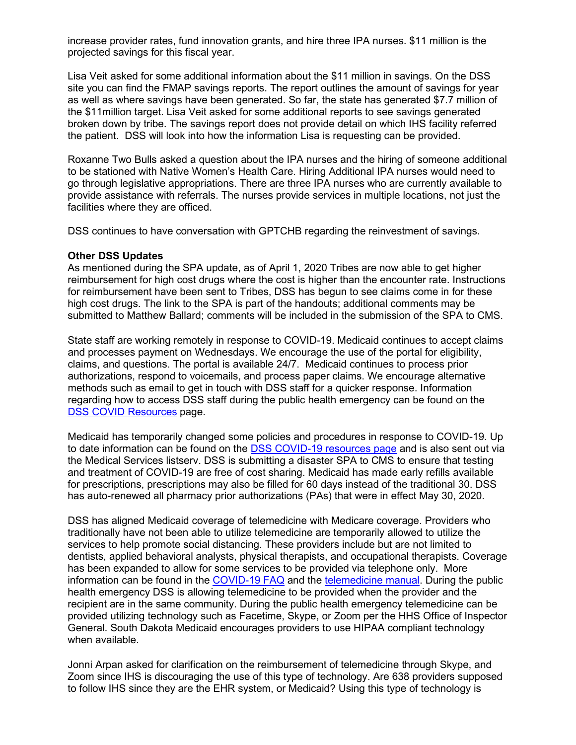increase provider rates, fund innovation grants, and hire three IPA nurses. $11 million is the projected savings for this fiscal year.

Lisa Veit asked for some additional information about the $11 million in savings. On the DSS site you can find the FMAP savings reports. The report outlines the amount of savings for year as well as where savings have been generated. So far, the state has generated $7.7 million of the $11million target. Lisa Veit asked for some additional reports to see savings generated broken down by tribe. The savings report does not provide detail on which IHS facility referred the patient. DSS will look into how the information Lisa is requesting can be provided.

Roxanne Two Bulls asked a question about the IPA nurses and the hiring of someone additional to be stationed with Native Women's Health Care. Hiring Additional IPA nurses would need to go through legislative appropriations. There are three IPA nurses who are currently available to provide assistance with referrals. The nurses provide services in multiple locations, not just the facilities where they are officed.

DSS continues to have conversation with GPTCHB regarding the reinvestment of savings.

**Other DSS Updates**

As mentioned during the SPA update, as of April 1, 2020 Tribes are now able to get higher reimbursement for high cost drugs where the cost is higher than the encounter rate. Instructions for reimbursement have been sent to Tribes, DSS has begun to see claims come in for these high cost drugs. The link to the SPA is part of the handouts; additional comments may be submitted to Matthew Ballard; comments will be included in the submission of the SPA to CMS.

State staff are working remotely in response to COVID-19. Medicaid continues to accept claims and processes payment on Wednesdays. We encourage the use of the portal for eligibility, claims, and questions. The portal is available 24/7. Medicaid continues to process prior authorizations, respond to voicemails, and process paper claims. We encourage alternative methods such as email to get in touch with DSS staff for a quicker response. Information regarding how to access DSS staff during the public health emergency can be found on the DSS COVID Resources page.

Medicaid has temporarily changed some policies and procedures in response to COVID-19. Up to date information can be found on the DSS COVID-19 resources page and is also sent out via the Medical Services listserv. DSS is submitting a disaster SPA to CMS to ensure that testing and treatment of COVID-19 are free of cost sharing. Medicaid has made early refills available for prescriptions, prescriptions may also be filled for 60 days instead of the traditional 30. DSS has auto-renewed all pharmacy prior authorizations (PAs) that were in effect May 30, 2020.

DSS has aligned Medicaid coverage of telemedicine with Medicare coverage. Providers who traditionally have not been able to utilize telemedicine are temporarily allowed to utilize the services to help promote social distancing. These providers include but are not limited to dentists, applied behavioral analysts, physical therapists, and occupational therapists. Coverage has been expanded to allow for some services to be provided via telephone only. More information can be found in the COVID-19 FAQ and the telemedicine manual. During the public health emergency DSS is allowing telemedicine to be provided when the provider and the recipient are in the same community. During the public health emergency telemedicine can be provided utilizing technology such as Facetime, Skype, or Zoom per the HHS Office of Inspector General. South Dakota Medicaid encourages providers to use HIPAA compliant technology when available.

Jonni Arpan asked for clarification on the reimbursement of telemedicine through Skype, and Zoom since IHS is discouraging the use of this type of technology. Are 638 providers supposed to follow IHS since they are the EHR system, or Medicaid? Using this type of technology is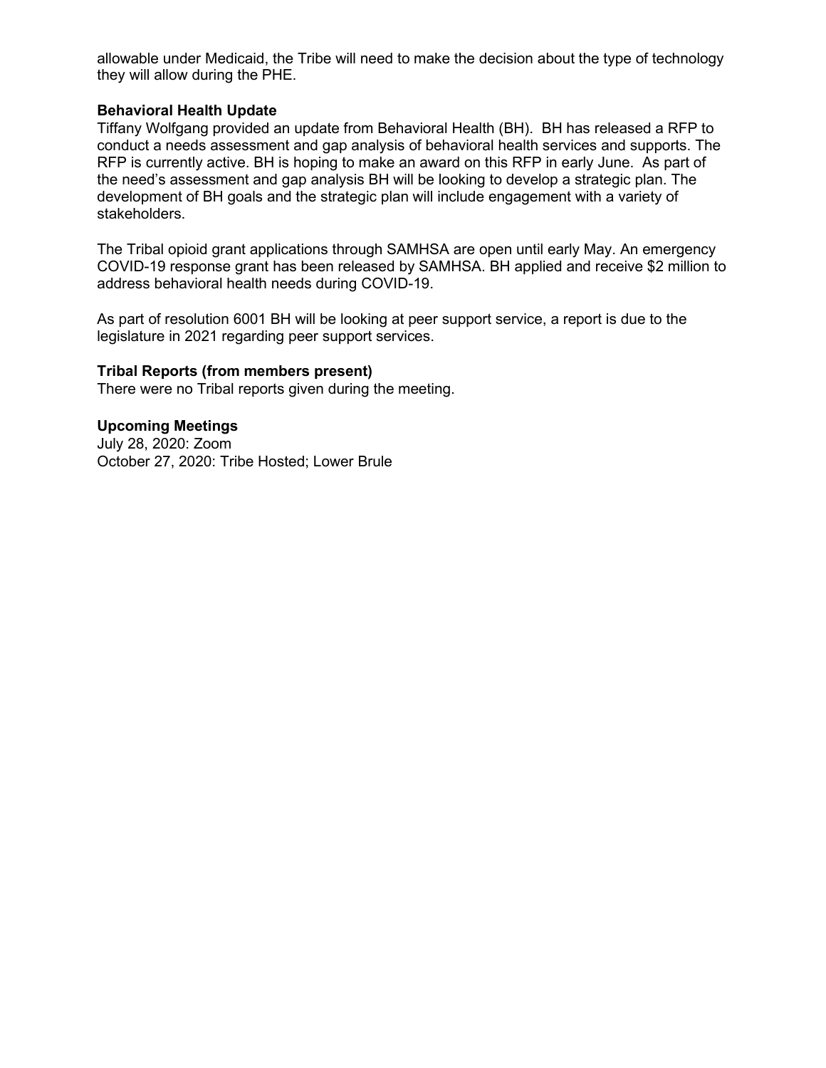allowable under Medicaid, the Tribe will need to make the decision about the type of technology they will allow during the PHE.

**Behavioral Health Update**

Tiffany Wolfgang provided an update from Behavioral Health (BH). BH has released a RFP to conduct a needs assessment and gap analysis of behavioral health services and supports. The RFP is currently active. BH is hoping to make an award on this RFP in early June. As part of the need's assessment and gap analysis BH will be looking to develop a strategic plan. The development of BH goals and the strategic plan will include engagement with a variety of stakeholders.

The Tribal opioid grant applications through SAMHSA are open until early May. An emergency COVID-19 response grant has been released by SAMHSA. BH applied and receive $2 million to address behavioral health needs during COVID-19.

As part of resolution 6001 BH will be looking at peer support service, a report is due to the legislature in 2021 regarding peer support services.

**Tribal Reports (from members present)**

There were no Tribal reports given during the meeting.

**Upcoming Meetings**

July 28, 2020: Zoom
October 27, 2020: Tribe Hosted; Lower Brule